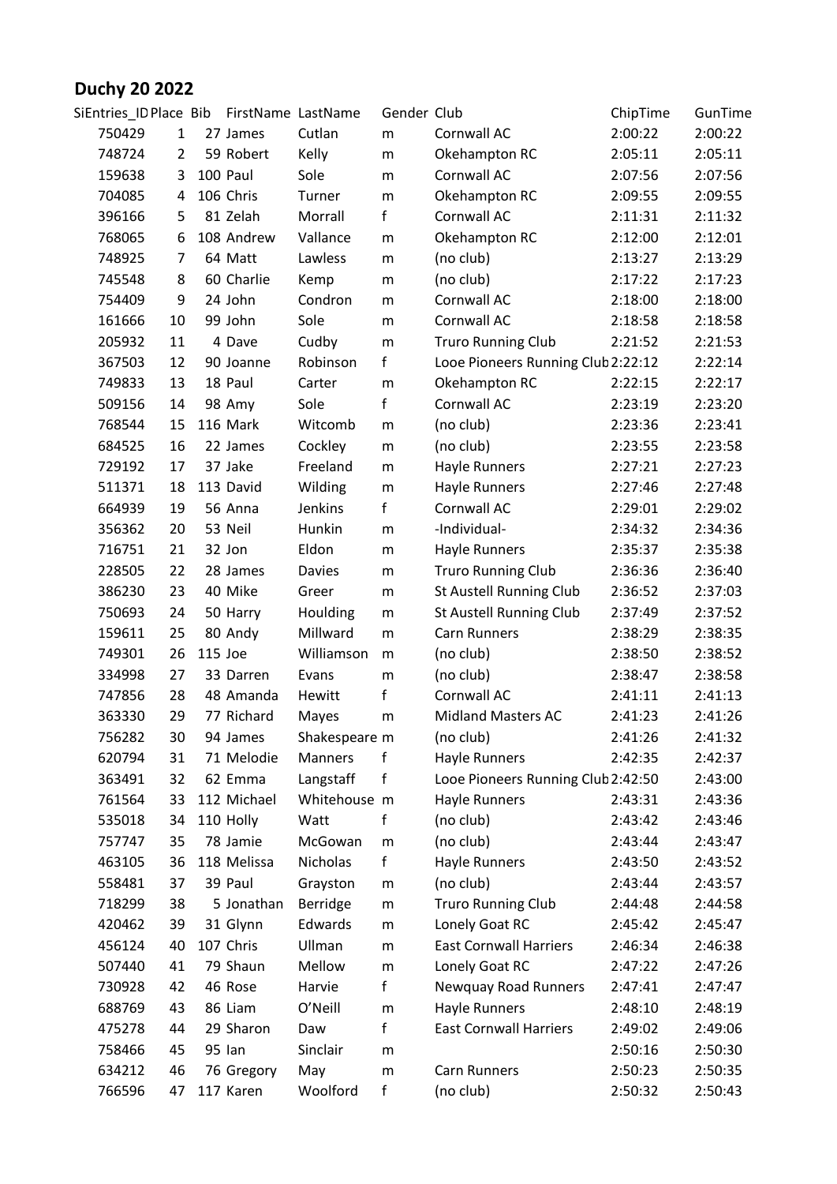# Duchy 20 2022

| SiEntries_ID | Place | Bib | FirstName | LastName | Gender | Club | ChipTime | GunTime |
|---|---|---|---|---|---|---|---|---|
| 750429 | 1 | 27 | James | Cutlan | m | Cornwall AC | 2:00:22 | 2:00:22 |
| 748724 | 2 | 59 | Robert | Kelly | m | Okehampton RC | 2:05:11 | 2:05:11 |
| 159638 | 3 | 100 | Paul | Sole | m | Cornwall AC | 2:07:56 | 2:07:56 |
| 704085 | 4 | 106 | Chris | Turner | m | Okehampton RC | 2:09:55 | 2:09:55 |
| 396166 | 5 | 81 | Zelah | Morrall | f | Cornwall AC | 2:11:31 | 2:11:32 |
| 768065 | 6 | 108 | Andrew | Vallance | m | Okehampton RC | 2:12:00 | 2:12:01 |
| 748925 | 7 | 64 | Matt | Lawless | m | (no club) | 2:13:27 | 2:13:29 |
| 745548 | 8 | 60 | Charlie | Kemp | m | (no club) | 2:17:22 | 2:17:23 |
| 754409 | 9 | 24 | John | Condron | m | Cornwall AC | 2:18:00 | 2:18:00 |
| 161666 | 10 | 99 | John | Sole | m | Cornwall AC | 2:18:58 | 2:18:58 |
| 205932 | 11 | 4 | Dave | Cudby | m | Truro Running Club | 2:21:52 | 2:21:53 |
| 367503 | 12 | 90 | Joanne | Robinson | f | Looe Pioneers Running Club | 2:22:12 | 2:22:14 |
| 749833 | 13 | 18 | Paul | Carter | m | Okehampton RC | 2:22:15 | 2:22:17 |
| 509156 | 14 | 98 | Amy | Sole | f | Cornwall AC | 2:23:19 | 2:23:20 |
| 768544 | 15 | 116 | Mark | Witcomb | m | (no club) | 2:23:36 | 2:23:41 |
| 684525 | 16 | 22 | James | Cockley | m | (no club) | 2:23:55 | 2:23:58 |
| 729192 | 17 | 37 | Jake | Freeland | m | Hayle Runners | 2:27:21 | 2:27:23 |
| 511371 | 18 | 113 | David | Wilding | m | Hayle Runners | 2:27:46 | 2:27:48 |
| 664939 | 19 | 56 | Anna | Jenkins | f | Cornwall AC | 2:29:01 | 2:29:02 |
| 356362 | 20 | 53 | Neil | Hunkin | m | -Individual- | 2:34:32 | 2:34:36 |
| 716751 | 21 | 32 | Jon | Eldon | m | Hayle Runners | 2:35:37 | 2:35:38 |
| 228505 | 22 | 28 | James | Davies | m | Truro Running Club | 2:36:36 | 2:36:40 |
| 386230 | 23 | 40 | Mike | Greer | m | St Austell Running Club | 2:36:52 | 2:37:03 |
| 750693 | 24 | 50 | Harry | Houlding | m | St Austell Running Club | 2:37:49 | 2:37:52 |
| 159611 | 25 | 80 | Andy | Millward | m | Carn Runners | 2:38:29 | 2:38:35 |
| 749301 | 26 | 115 | Joe | Williamson | m | (no club) | 2:38:50 | 2:38:52 |
| 334998 | 27 | 33 | Darren | Evans | m | (no club) | 2:38:47 | 2:38:58 |
| 747856 | 28 | 48 | Amanda | Hewitt | f | Cornwall AC | 2:41:11 | 2:41:13 |
| 363330 | 29 | 77 | Richard | Mayes | m | Midland Masters AC | 2:41:23 | 2:41:26 |
| 756282 | 30 | 94 | James | Shakespeare | m | (no club) | 2:41:26 | 2:41:32 |
| 620794 | 31 | 71 | Melodie | Manners | f | Hayle Runners | 2:42:35 | 2:42:37 |
| 363491 | 32 | 62 | Emma | Langstaff | f | Looe Pioneers Running Club | 2:42:50 | 2:43:00 |
| 761564 | 33 | 112 | Michael | Whitehouse | m | Hayle Runners | 2:43:31 | 2:43:36 |
| 535018 | 34 | 110 | Holly | Watt | f | (no club) | 2:43:42 | 2:43:46 |
| 757747 | 35 | 78 | Jamie | McGowan | m | (no club) | 2:43:44 | 2:43:47 |
| 463105 | 36 | 118 | Melissa | Nicholas | f | Hayle Runners | 2:43:50 | 2:43:52 |
| 558481 | 37 | 39 | Paul | Grayston | m | (no club) | 2:43:44 | 2:43:57 |
| 718299 | 38 | 5 | Jonathan | Berridge | m | Truro Running Club | 2:44:48 | 2:44:58 |
| 420462 | 39 | 31 | Glynn | Edwards | m | Lonely Goat RC | 2:45:42 | 2:45:47 |
| 456124 | 40 | 107 | Chris | Ullman | m | East Cornwall Harriers | 2:46:34 | 2:46:38 |
| 507440 | 41 | 79 | Shaun | Mellow | m | Lonely Goat RC | 2:47:22 | 2:47:26 |
| 730928 | 42 | 46 | Rose | Harvie | f | Newquay Road Runners | 2:47:41 | 2:47:47 |
| 688769 | 43 | 86 | Liam | O'Neill | m | Hayle Runners | 2:48:10 | 2:48:19 |
| 475278 | 44 | 29 | Sharon | Daw | f | East Cornwall Harriers | 2:49:02 | 2:49:06 |
| 758466 | 45 | 95 | Ian | Sinclair | m | | 2:50:16 | 2:50:30 |
| 634212 | 46 | 76 | Gregory | May | m | Carn Runners | 2:50:23 | 2:50:35 |
| 766596 | 47 | 117 | Karen | Woolford | f | (no club) | 2:50:32 | 2:50:43 |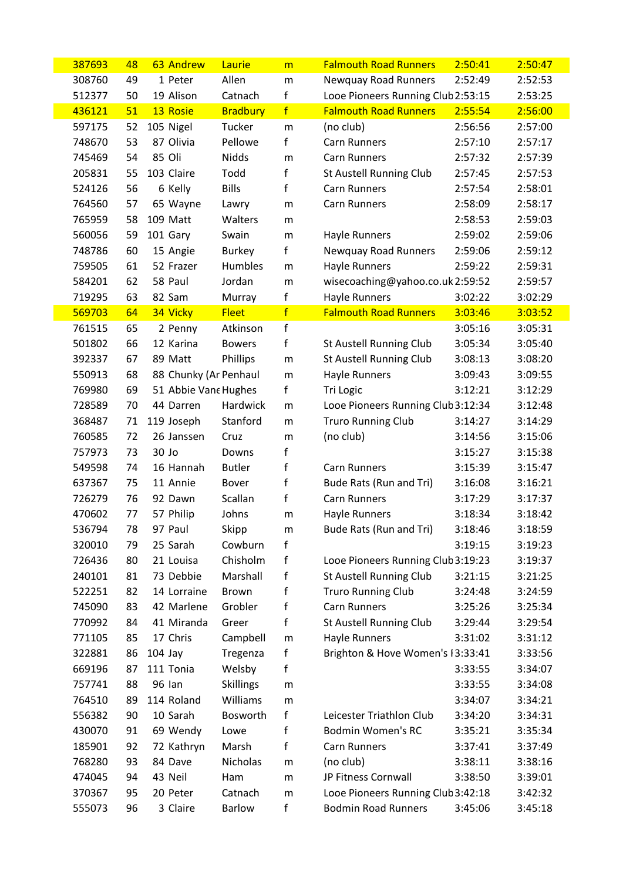| | | | | | | | | |
|---|---|---|---|---|---|---|---|---|
| 387693 | 48 | 63 | Andrew | Laurie | m | Falmouth Road Runners | 2:50:41 | 2:50:47 |
| 308760 | 49 | 1 | Peter | Allen | m | Newquay Road Runners | 2:52:49 | 2:52:53 |
| 512377 | 50 | 19 | Alison | Catnach | f | Looe Pioneers Running Club | 2:53:15 | 2:53:25 |
| 436121 | 51 | 13 | Rosie | Bradbury | f | Falmouth Road Runners | 2:55:54 | 2:56:00 |
| 597175 | 52 | 105 | Nigel | Tucker | m | (no club) | 2:56:56 | 2:57:00 |
| 748670 | 53 | 87 | Olivia | Pellowe | f | Carn Runners | 2:57:10 | 2:57:17 |
| 745469 | 54 | 85 | Oli | Nidds | m | Carn Runners | 2:57:32 | 2:57:39 |
| 205831 | 55 | 103 | Claire | Todd | f | St Austell Running Club | 2:57:45 | 2:57:53 |
| 524126 | 56 | 6 | Kelly | Bills | f | Carn Runners | 2:57:54 | 2:58:01 |
| 764560 | 57 | 65 | Wayne | Lawry | m | Carn Runners | 2:58:09 | 2:58:17 |
| 765959 | 58 | 109 | Matt | Walters | m | | 2:58:53 | 2:59:03 |
| 560056 | 59 | 101 | Gary | Swain | m | Hayle Runners | 2:59:02 | 2:59:06 |
| 748786 | 60 | 15 | Angie | Burkey | f | Newquay Road Runners | 2:59:06 | 2:59:12 |
| 759505 | 61 | 52 | Frazer | Humbles | m | Hayle Runners | 2:59:22 | 2:59:31 |
| 584201 | 62 | 58 | Paul | Jordan | m | wisecoaching@yahoo.co.uk | 2:59:52 | 2:59:57 |
| 719295 | 63 | 82 | Sam | Murray | f | Hayle Runners | 3:02:22 | 3:02:29 |
| 569703 | 64 | 34 | Vicky | Fleet | f | Falmouth Road Runners | 3:03:46 | 3:03:52 |
| 761515 | 65 | 2 | Penny | Atkinson | f | | 3:05:16 | 3:05:31 |
| 501802 | 66 | 12 | Karina | Bowers | f | St Austell Running Club | 3:05:34 | 3:05:40 |
| 392337 | 67 | 89 | Matt | Phillips | m | St Austell Running Club | 3:08:13 | 3:08:20 |
| 550913 | 68 | 88 | Chunky (Ar | Penhaul | m | Hayle Runners | 3:09:43 | 3:09:55 |
| 769980 | 69 | 51 | Abbie Vane | Hughes | f | Tri Logic | 3:12:21 | 3:12:29 |
| 728589 | 70 | 44 | Darren | Hardwick | m | Looe Pioneers Running Club | 3:12:34 | 3:12:48 |
| 368487 | 71 | 119 | Joseph | Stanford | m | Truro Running Club | 3:14:27 | 3:14:29 |
| 760585 | 72 | 26 | Janssen | Cruz | m | (no club) | 3:14:56 | 3:15:06 |
| 757973 | 73 | 30 | Jo | Downs | f | | 3:15:27 | 3:15:38 |
| 549598 | 74 | 16 | Hannah | Butler | f | Carn Runners | 3:15:39 | 3:15:47 |
| 637367 | 75 | 11 | Annie | Bover | f | Bude Rats (Run and Tri) | 3:16:08 | 3:16:21 |
| 726279 | 76 | 92 | Dawn | Scallan | f | Carn Runners | 3:17:29 | 3:17:37 |
| 470602 | 77 | 57 | Philip | Johns | m | Hayle Runners | 3:18:34 | 3:18:42 |
| 536794 | 78 | 97 | Paul | Skipp | m | Bude Rats (Run and Tri) | 3:18:46 | 3:18:59 |
| 320010 | 79 | 25 | Sarah | Cowburn | f | | 3:19:15 | 3:19:23 |
| 726436 | 80 | 21 | Louisa | Chisholm | f | Looe Pioneers Running Club | 3:19:23 | 3:19:37 |
| 240101 | 81 | 73 | Debbie | Marshall | f | St Austell Running Club | 3:21:15 | 3:21:25 |
| 522251 | 82 | 14 | Lorraine | Brown | f | Truro Running Club | 3:24:48 | 3:24:59 |
| 745090 | 83 | 42 | Marlene | Grobler | f | Carn Runners | 3:25:26 | 3:25:34 |
| 770992 | 84 | 41 | Miranda | Greer | f | St Austell Running Club | 3:29:44 | 3:29:54 |
| 771105 | 85 | 17 | Chris | Campbell | m | Hayle Runners | 3:31:02 | 3:31:12 |
| 322881 | 86 | 104 | Jay | Tregenza | f | Brighton & Hove Women's I | 3:33:41 | 3:33:56 |
| 669196 | 87 | 111 | Tonia | Welsby | f | | 3:33:55 | 3:34:07 |
| 757741 | 88 | 96 | Ian | Skillings | m | | 3:33:55 | 3:34:08 |
| 764510 | 89 | 114 | Roland | Williams | m | | 3:34:07 | 3:34:21 |
| 556382 | 90 | 10 | Sarah | Bosworth | f | Leicester Triathlon Club | 3:34:20 | 3:34:31 |
| 430070 | 91 | 69 | Wendy | Lowe | f | Bodmin Women's RC | 3:35:21 | 3:35:34 |
| 185901 | 92 | 72 | Kathryn | Marsh | f | Carn Runners | 3:37:41 | 3:37:49 |
| 768280 | 93 | 84 | Dave | Nicholas | m | (no club) | 3:38:11 | 3:38:16 |
| 474045 | 94 | 43 | Neil | Ham | m | JP Fitness Cornwall | 3:38:50 | 3:39:01 |
| 370367 | 95 | 20 | Peter | Catnach | m | Looe Pioneers Running Club | 3:42:18 | 3:42:32 |
| 555073 | 96 | 3 | Claire | Barlow | f | Bodmin Road Runners | 3:45:06 | 3:45:18 |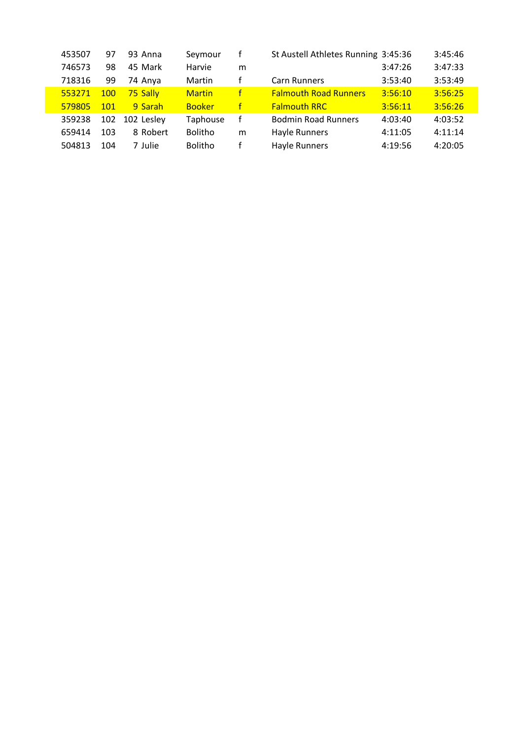| | | | | | | | | |
|---|---|---|---|---|---|---|---|---|
| 453507 | 97 | 93 | Anna | Seymour | f | St Austell Athletes Running | 3:45:36 | 3:45:46 |
| 746573 | 98 | 45 | Mark | Harvie | m | | 3:47:26 | 3:47:33 |
| 718316 | 99 | 74 | Anya | Martin | f | Carn Runners | 3:53:40 | 3:53:49 |
| 553271 | 100 | 75 | Sally | Martin | f | Falmouth Road Runners | 3:56:10 | 3:56:25 |
| 579805 | 101 | 9 | Sarah | Booker | f | Falmouth RRC | 3:56:11 | 3:56:26 |
| 359238 | 102 | 102 | Lesley | Taphouse | f | Bodmin Road Runners | 4:03:40 | 4:03:52 |
| 659414 | 103 | 8 | Robert | Bolitho | m | Hayle Runners | 4:11:05 | 4:11:14 |
| 504813 | 104 | 7 | Julie | Bolitho | f | Hayle Runners | 4:19:56 | 4:20:05 |